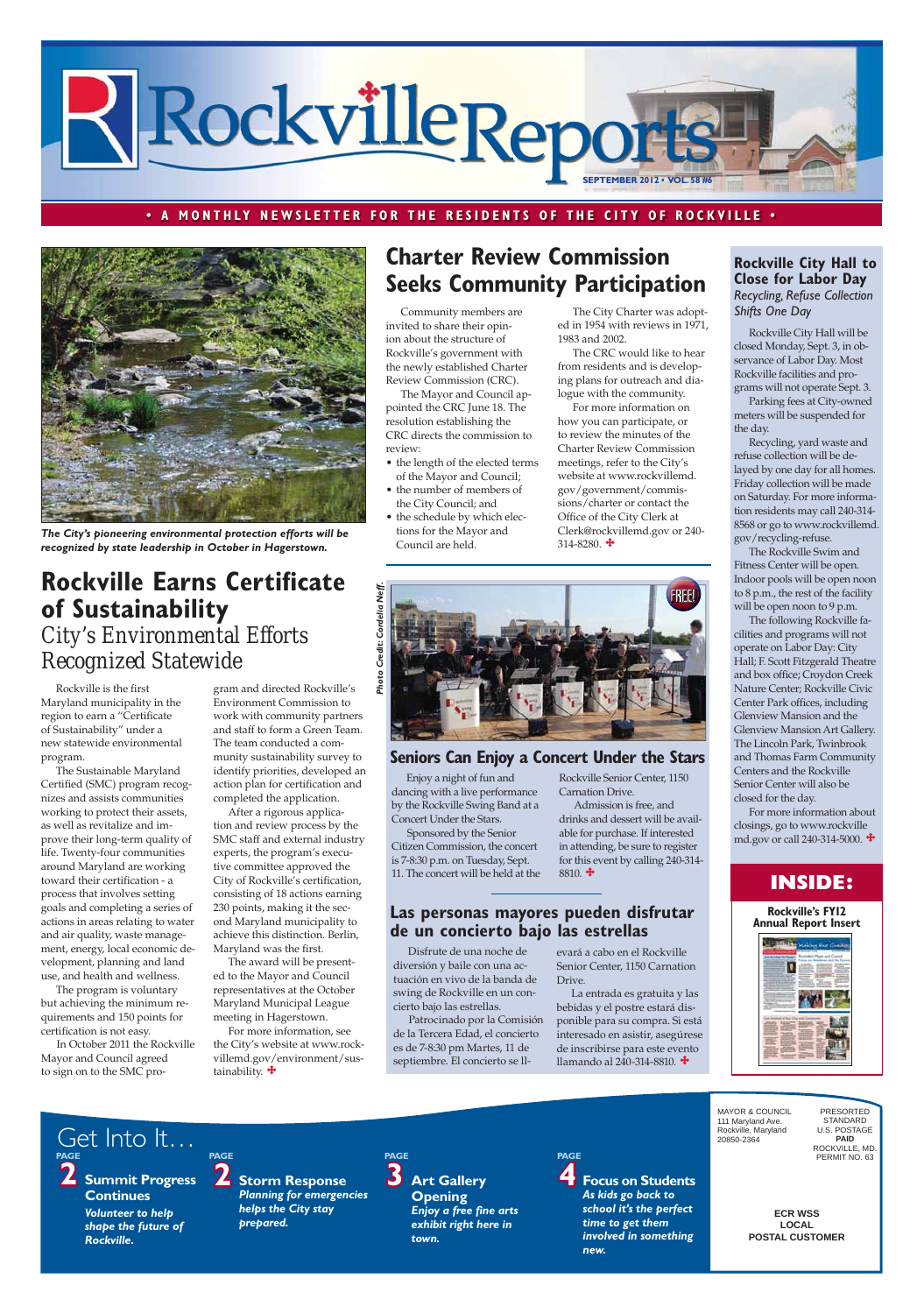# Rockville Reports

SEPTEMBER 2012 • VOL. 58 #6

• A MONTHLY NEWSLETTER FOR THE RESIDENTS OF THE CITY OF ROCKVILLE •

*The City's pioneering environmental protection efforts will be recognized by state leadership in October in Hagerstown.*

## Rockville Earns Certificate of Sustainability

### City's Environmental Efforts Recognized Statewide

Rockville is the first Maryland municipality in the region to earn a "Certificate of Sustainability" under a new statewide environmental program.

The Sustainable Maryland Certified (SMC) program recognizes and assists communities working to protect their assets, as well as revitalize and improve their long-term quality of life. Twenty-four communities around Maryland are working toward their certification - a process that involves setting goals and completing a series of actions in areas relating to water and air quality, waste management, energy, local economic development, planning and land use, and health and wellness.

The program is voluntary but achieving the minimum requirements and 150 points for certification is not easy.

In October 2011 the Rockville Mayor and Council agreed to sign on to the SMC program and directed Rockville's Environment Commission to work with community partners and staff to form a Green Team. The team conducted a community sustainability survey to identify priorities, developed an action plan for certification and completed the application.

After a rigorous application and review process by the SMC staff and external industry experts, the program's executive committee approved the City of Rockville's certification, consisting of 18 actions earning 230 points, making it the second Maryland municipality to achieve this distinction. Berlin, Maryland was the first.

The award will be presented to the Mayor and Council representatives at the October Maryland Municipal League meeting in Hagerstown.

For more information, see the City's website at www.rockvillemd.gov/environment/sustainability. ✚

## Charter Review Commission Seeks Community Participation

Community members are invited to share their opinion about the structure of Rockville's government with the newly established Charter Review Commission (CRC).

The Mayor and Council appointed the CRC June 18. The resolution establishing the CRC directs the commission to review:

- the length of the elected terms of the Mayor and Council;
- the number of members of the City Council; and
- the schedule by which elections for the Mayor and Council are held.

The City Charter was adopted in 1954 with reviews in 1971, 1983 and 2002.

The CRC would like to hear from residents and is developing plans for outreach and dialogue with the community.

For more information on how you can participate, or to review the minutes of the Charter Review Commission meetings, refer to the City's website at www.rockvillemd.gov/government/commissions/charter or contact the Office of the City Clerk at Clerk@rockvillemd.gov or 240-314-8280. ✚

*Photo Credit: Cordelia Neff.*

FREE!

## Seniors Can Enjoy a Concert Under the Stars

Enjoy a night of fun and dancing with a live performance by the Rockville Swing Band at a Concert Under the Stars.

Sponsored by the Senior Citizen Commission, the concert is 7-8:30 p.m. on Tuesday, Sept. 11. The concert will be held at the Rockville Senior Center, 1150 Carnation Drive.

Admission is free, and drinks and dessert will be available for purchase. If interested in attending, be sure to register for this event by calling 240-314-8810. ✚

## Las personas mayores pueden disfrutar de un concierto bajo las estrellas

Disfrute de una noche de diversión y baile con una actuación en vivo de la banda de swing de Rockville en un concierto bajo las estrellas.

Patrocinado por la Comisión de la Tercera Edad, el concierto es de 7-8:30 pm Martes, 11 de septiembre. El concierto se llevará a cabo en el Rockville Senior Center, 1150 Carnation Drive.

La entrada es gratuita y las bebidas y el postre estará disponible para su compra. Si está interesado en asistir, asegúrese de inscribirse para este evento llamando al 240-314-8810. ✚

## Rockville City Hall to Close for Labor Day

### *Recycling, Refuse Collection Shifts One Day*

Rockville City Hall will be closed Monday, Sept. 3, in observance of Labor Day. Most Rockville facilities and programs will not operate Sept. 3.

Parking fees at City-owned meters will be suspended for the day.

Recycling, yard waste and refuse collection will be delayed by one day for all homes. Friday collection will be made on Saturday. For more information residents may call 240-314-8568 or go to www.rockvillemd.gov/recycling-refuse.

The Rockville Swim and Fitness Center will be open. Indoor pools will be open noon to 8 p.m., the rest of the facility will be open noon to 9 p.m.

The following Rockville facilities and programs will not operate on Labor Day: City Hall; F. Scott Fitzgerald Theatre and box office; Croydon Creek Nature Center; Rockville Civic Center Park offices, including Glenview Mansion and the Glenview Mansion Art Gallery. The Lincoln Park, Twinbrook and Thomas Farm Community Centers and the Rockville Senior Center will also be closed for the day.

For more information about closings, go to www.rockvillemd.gov or call 240-314-5000. ✚

## INSIDE:

**Rockville's FY12 Annual Report Insert**

## Get Into It…

**PAGE 2 — Summit Progress Continues**
*Volunteer to help shape the future of Rockville.*

**PAGE 2 — Storm Response**
*Planning for emergencies helps the City stay prepared.*

**PAGE 3 — Art Gallery Opening**
*Enjoy a free fine arts exhibit right here in town.*

**PAGE 4 — Focus on Students**
*As kids go back to school it's the perfect time to get them involved in something new.*

MAYOR & COUNCIL
111 Maryland Ave.
Rockville, Maryland
20850-2364

PRESORTED
STANDARD
U.S. POSTAGE
**PAID**
ROCKVILLE, MD.
PERMIT NO. 63

**ECR WSS**
**LOCAL**
**POSTAL CUSTOMER**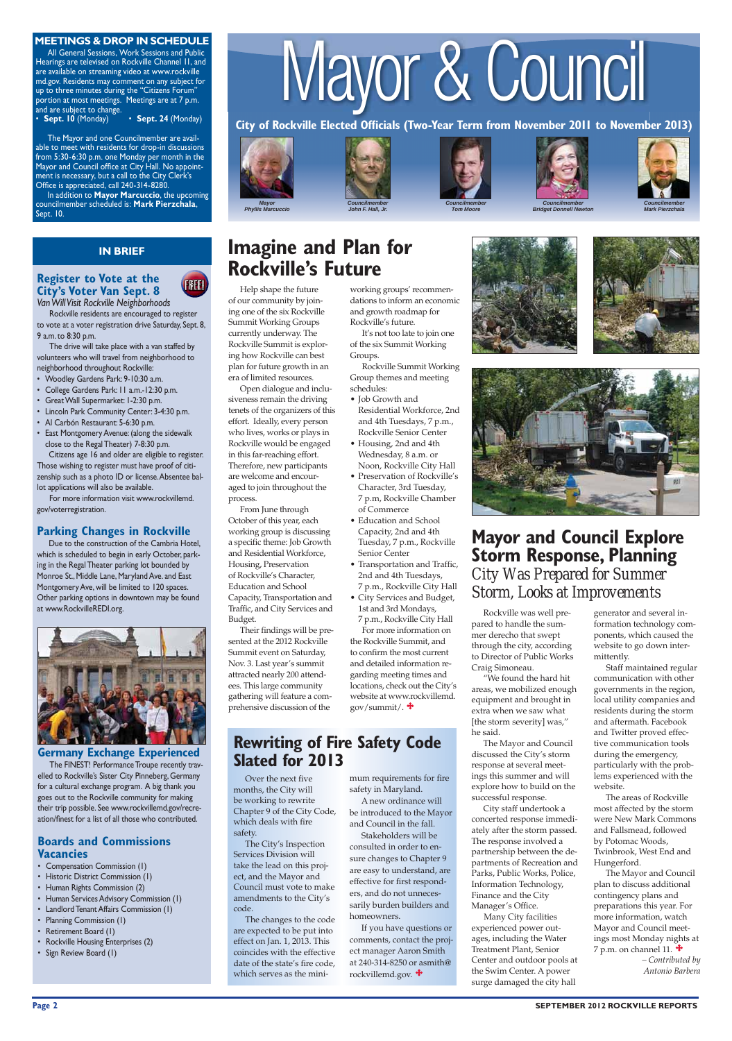## MEETINGS & DROP IN SCHEDULE

All General Sessions, Work Sessions and Public Hearings are televised on Rockville Channel 11, and are available on streaming video at www.rockvillemd.gov. Residents may comment on any subject for up to three minutes during the "Citizens Forum" portion at most meetings. Meetings are at 7 p.m. and are subject to change.

- **Sept. 10** (Monday)
- **Sept. 24** (Monday)

The Mayor and one Councilmember are available to meet with residents for drop-in discussions from 5:30-6:30 p.m. one Monday per month in the Mayor and Council office at City Hall. No appointment is necessary, but a call to the City Clerk's Office is appreciated, call 240-314-8280.

In addition to **Mayor Marcuccio**, the upcoming councilmember scheduled is: **Mark Pierzchala**, Sept. 10.

# Mayor & Council

**City of Rockville Elected Officials (Two-Year Term from November 2011 to November 2013)**

*Mayor Phyllis Marcuccio* · *Councilmember John F. Hall, Jr.* · *Councilmember Tom Moore* · *Councilmember Bridget Donnell Newton* · *Councilmember Mark Pierzchala*

## IN BRIEF

### Register to Vote at the City's Voter Van Sept. 8

*Van Will Visit Rockville Neighborhoods*

Rockville residents are encouraged to register to vote at a voter registration drive Saturday, Sept. 8, 9 a.m. to 8:30 p.m.

The drive will take place with a van staffed by volunteers who will travel from neighborhood to neighborhood throughout Rockville:

- Woodley Gardens Park: 9-10:30 a.m.
- College Gardens Park: 11 a.m.-12:30 p.m.
- Great Wall Supermarket: 1-2:30 p.m.
- Lincoln Park Community Center: 3-4:30 p.m.
- Al Carbón Restaurant: 5-6:30 p.m.
- East Montgomery Avenue: (along the sidewalk close to the Regal Theater) 7-8:30 p.m.

Citizens age 16 and older are eligible to register. Those wishing to register must have proof of citizenship such as a photo ID or license. Absentee ballot applications will also be available.

For more information visit www.rockvillemd.gov/voterregistration.

### Parking Changes in Rockville

Due to the construction of the Cambria Hotel, which is scheduled to begin in early October, parking in the Regal Theater parking lot bounded by Monroe St., Middle Lane, Maryland Ave. and East Montgomery Ave, will be limited to 120 spaces. Other parking options in downtown may be found at www.RockvilleREDI.org.

### Germany Exchange Experienced

The FINEST! Performance Troupe recently travelled to Rockville's Sister City Pinneberg, Germany for a cultural exchange program. A big thank you goes out to the Rockville community for making their trip possible. See www.rockvillemd.gov/recreation/finest for a list of all those who contributed.

### Boards and Commissions Vacancies

- Compensation Commission (1)
- Historic District Commission (1)
- Human Rights Commission (2)
- Human Services Advisory Commission (1)
- Landlord Tenant Affairs Commission (1)
- Planning Commission (1)
- Retirement Board (1)
- Rockville Housing Enterprises (2)
- Sign Review Board (1)

## Imagine and Plan for Rockville's Future

Help shape the future of our community by joining one of the six Rockville Summit Working Groups currently underway. The Rockville Summit is exploring how Rockville can best plan for future growth in an era of limited resources.

Open dialogue and inclusiveness remain the driving tenets of the organizers of this effort. Ideally, every person who lives, works or plays in Rockville would be engaged in this far-reaching effort. Therefore, new participants are welcome and encouraged to join throughout the process.

From June through October of this year, each working group is discussing a specific theme: Job Growth and Residential Workforce, Housing, Preservation of Rockville's Character, Education and School Capacity, Transportation and Traffic, and City Services and Budget.

Their findings will be presented at the 2012 Rockville Summit event on Saturday, Nov. 3. Last year's summit attracted nearly 200 attendees. This large community gathering will feature a comprehensive discussion of the working groups' recommendations to inform an economic and growth roadmap for Rockville's future.

It's not too late to join one of the six Summit Working Groups.

Rockville Summit Working Group themes and meeting schedules:

- Job Growth and Residential Workforce, 2nd and 4th Tuesdays, 7 p.m., Rockville Senior Center
- Housing, 2nd and 4th Wednesday, 8 a.m. or Noon, Rockville City Hall
- Preservation of Rockville's Character, 3rd Tuesday, 7 p.m, Rockville Chamber of Commerce
- Education and School Capacity, 2nd and 4th Tuesday, 7 p.m., Rockville Senior Center
- Transportation and Traffic, 2nd and 4th Tuesdays, 7 p.m., Rockville City Hall
- City Services and Budget, 1st and 3rd Mondays, 7 p.m., Rockville City Hall

For more information on the Rockville Summit, and to confirm the most current and detailed information regarding meeting times and locations, check out the City's website at www.rockvillemd.gov/summit/.

## Rewriting of Fire Safety Code Slated for 2013

Over the next five months, the City will be working to rewrite Chapter 9 of the City Code, which deals with fire safety.

The City's Inspection Services Division will take the lead on this project, and the Mayor and Council must vote to make amendments to the City's code.

The changes to the code are expected to be put into effect on Jan. 1, 2013. This coincides with the effective date of the state's fire code, which serves as the minimum requirements for fire safety in Maryland.

A new ordinance will be introduced to the Mayor and Council in the fall.

Stakeholders will be consulted in order to ensure changes to Chapter 9 are easy to understand, are effective for first responders, and do not unnecessarily burden builders and homeowners.

If you have questions or comments, contact the project manager Aaron Smith at 240-314-8250 or asmith@rockvillemd.gov.

## Mayor and Council Explore Storm Response, Planning

### *City Was Prepared for Summer Storm, Looks at Improvements*

Rockville was well prepared to handle the summer derecho that swept through the city, according to Director of Public Works Craig Simoneau.

"We found the hard hit areas, we mobilized enough equipment and brought in extra when we saw what [the storm severity] was," he said.

The Mayor and Council discussed the City's storm response at several meetings this summer and will explore how to build on the successful response.

City staff undertook a concerted response immediately after the storm passed. The response involved a partnership between the departments of Recreation and Parks, Public Works, Police, Information Technology, Finance and the City Manager's Office.

Many City facilities experienced power outages, including the Water Treatment Plant, Senior Center and outdoor pools at the Swim Center. A power surge damaged the city hall generator and several information technology components, which caused the website to go down intermittently.

Staff maintained regular communication with other governments in the region, local utility companies and residents during the storm and aftermath. Facebook and Twitter proved effective communication tools during the emergency, particularly with the problems experienced with the website.

The areas of Rockville most affected by the storm were New Mark Commons and Fallsmead, followed by Potomac Woods, Twinbrook, West End and Hungerford.

The Mayor and Council plan to discuss additional contingency plans and preparations this year. For more information, watch Mayor and Council meetings most Monday nights at 7 p.m. on channel 11.

*– Contributed by Antonio Barbera*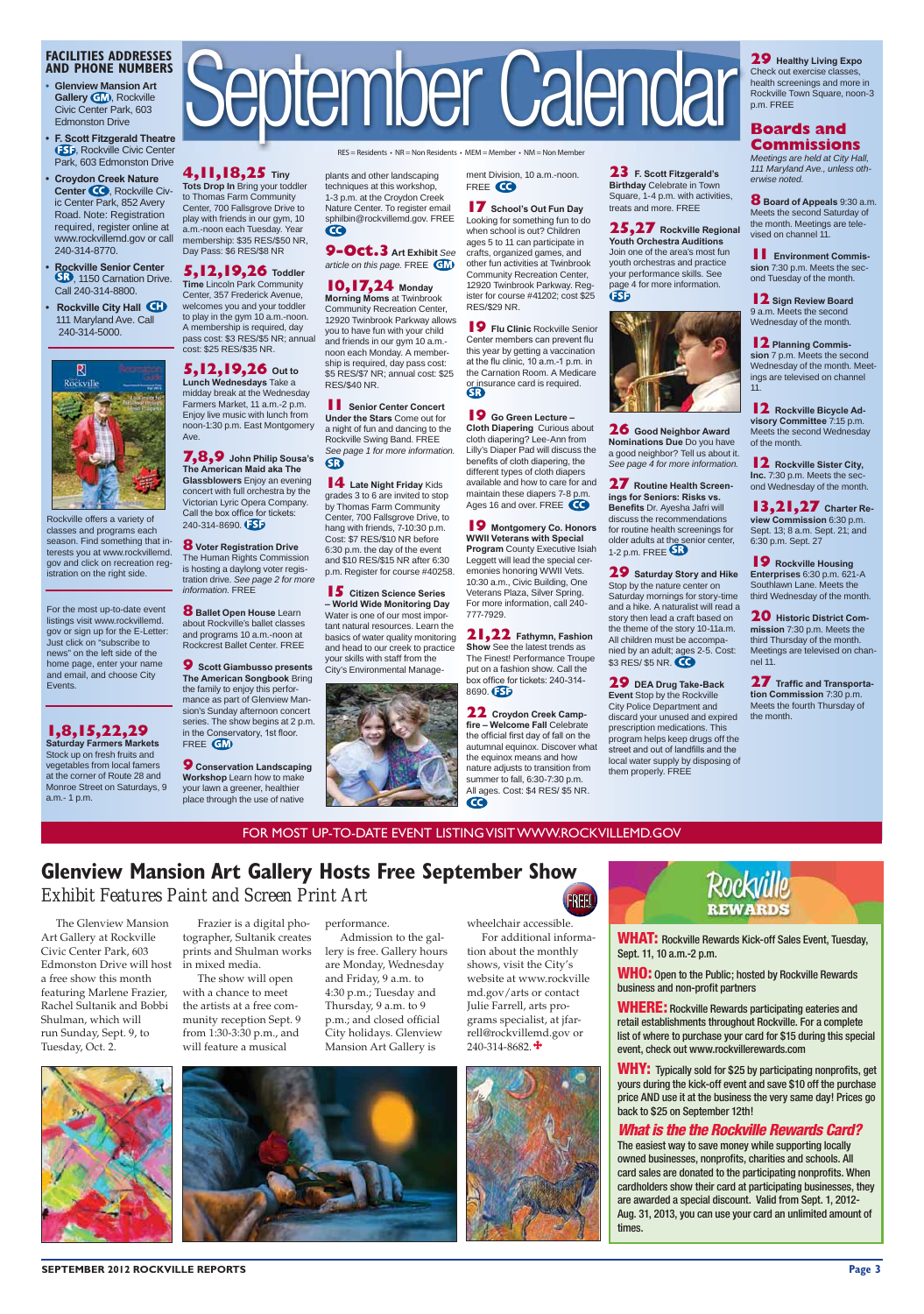# September Calendar

RES = Residents • NR = Non Residents • MEM = Member • NM = Non Member

## FACILITIES ADDRESSES AND PHONE NUMBERS

- **Glenview Mansion Art Gallery** GM, Rockville Civic Center Park, 603 Edmonston Drive
- **F. Scott Fitzgerald Theatre** FSF, Rockville Civic Center Park, 603 Edmonston Drive
- **Croydon Creek Nature Center** CC, Rockville Civic Center Park, 852 Avery Road. Note: Registration required, register online at www.rockvillemd.gov or call 240-314-8770.
- **Rockville Senior Center** SR, 1150 Carnation Drive. Call 240-314-8800.
- **Rockville City Hall** CH 111 Maryland Ave. Call 240-314-5000.

Rockville offers a variety of classes and programs each season. Find something that interests you at www.rockvillemd.gov and click on recreation registration on the right side.

For the most up-to-date event listings visit www.rockvillemd.gov or sign up for the E-Letter: Just click on "subscribe to news" on the left side of the home page, enter your name and email, and choose City Events.

**1,8,15,22,29 Saturday Farmers Markets** Stock up on fresh fruits and vegetables from local farmers at the corner of Route 28 and Monroe Street on Saturdays, 9 a.m.- 1 p.m.

**4,11,18,25 Tiny Tots Drop In** Bring your toddler to Thomas Farm Community Center, 700 Fallsgrove Drive to play with friends in our gym, 10 a.m.-noon each Tuesday. Year membership: $35 RES/$50 NR, Day Pass: $6 RES/$8 NR

**5,12,19,26 Toddler Time** Lincoln Park Community Center, 357 Frederick Avenue, welcomes you and your toddler to play in the gym 10 a.m.-noon. A membership is required, day pass cost: $3 RES/$5 NR; annual cost: $25 RES/$35 NR.

**5,12,19,26 Out to Lunch Wednesdays** Take a midday break at the Wednesday Farmers Market, 11 a.m.-2 p.m. Enjoy live music with lunch from noon-1:30 p.m. East Montgomery Ave.

**7,8,9 John Philip Sousa's The American Maid aka The Glassblowers** Enjoy an evening concert with full orchestra by the Victorian Lyric Opera Company. Call the box office for tickets: 240-314-8690. FSF

**8 Voter Registration Drive** The Human Rights Commission is hosting a daylong voter registration drive. *See page 2 for more information.* FREE

**8 Ballet Open House** Learn about Rockville's ballet classes and programs 10 a.m.-noon at Rockcrest Ballet Center. FREE

**9 Scott Giambusso presents The American Songbook** Bring the family to enjoy this performance as part of Glenview Mansion's Sunday afternoon concert series. The show begins at 2 p.m. in the Conservatory, 1st floor. FREE GM

**9 Conservation Landscaping Workshop** Learn how to make your lawn a greener, healthier place through the use of native plants and other landscaping techniques at this workshop, 1-3 p.m. at the Croydon Creek Nature Center. To register email sphilbin@rockvillemd.gov. FREE CC

**9-Oct.3 Art Exhibit** *See article on this page.* FREE GM

**10,17,24 Monday Morning Moms** at Twinbrook Community Recreation Center, 12920 Twinbrook Parkway allows you to have fun with your child and friends in our gym 10 a.m.-noon each Monday. A membership is required, day pass cost: $5 RES/$7 NR; annual cost: $25 RES/$40 NR.

**11 Senior Center Concert Under the Stars** Come out for a night of fun and dancing to the Rockville Swing Band. FREE *See page 1 for more information.* SR

**14 Late Night Friday** Kids grades 3 to 6 are invited to stop by Thomas Farm Community Center, 700 Fallsgrove Drive, to hang with friends, 7-10:30 p.m. Cost: $7 RES/$10 NR before 6:30 p.m. the day of the event and $10 RES/$15 NR after 6:30 p.m. Register for course #40258.

**15 Citizen Science Series – World Wide Monitoring Day** Water is one of our most important natural resources. Learn the basics of water quality monitoring and head to our creek to practice your skills with staff from the City's Environmental Management Division, 10 a.m.-noon. FREE CC

**17 School's Out Fun Day** Looking for something fun to do when school is out? Children ages 5 to 11 can participate in crafts, organized games, and other fun activities at Twinbrook Community Recreation Center, 12920 Twinbrook Parkway. Register for course #41202; cost $25 RES/$29 NR.

**19 Flu Clinic** Rockville Senior Center members can prevent flu this year by getting a vaccination at the flu clinic, 10 a.m.-1 p.m. in the Carnation Room. A Medicare or insurance card is required. SR

**19 Go Green Lecture – Cloth Diapering** Curious about cloth diapering? Lee-Ann from Lilly's Diaper Pad will discuss the benefits of cloth diapering, the different types of cloth diapers available and how to care for and maintain these diapers 7-8 p.m. Ages 16 and over. FREE CC

**19 Montgomery Co. Honors WWII Veterans with Special Program** County Executive Isiah Leggett will lead the special ceremonies honoring WWII Vets. 10:30 a.m., Civic Building, One Veterans Plaza, Silver Spring. For more information, call 240-777-7929.

**21,22 Fathymn, Fashion Show** See the latest trends as The Finest! Performance Troupe put on a fashion show. Call the box office for tickets: 240-314-8690. FSF

**22 Croydon Creek Campfire – Welcome Fall** Celebrate the official first day of fall on the autumnal equinox. Discover what the equinox means and how nature adjusts to transition from summer to fall, 6:30-7:30 p.m. All ages. Cost: $4 RES/ $5 NR. CC

**23 F. Scott Fitzgerald's Birthday** Celebrate in Town Square, 1-4 p.m. with activities, treats and more. FREE

**25,27 Rockville Regional Youth Orchestra Auditions** Join one of the area's most fun youth orchestras and practice your performance skills. See page 4 for more information. FSF

**26 Good Neighbor Award Nominations Due** Do you have a good neighbor? Tell us about it. *See page 4 for more information.*

**27 Routine Health Screenings for Seniors: Risks vs. Benefits** Dr. Ayesha Jafri will discuss the recommendations for routine health screenings for older adults at the senior center, 1-2 p.m. FREE SR

**29 Saturday Story and Hike** Stop by the nature center on Saturday mornings for story-time and a hike. A naturalist will read a story then lead a craft based on the theme of the story 10-11a.m. All children must be accompanied by an adult; ages 2-5. Cost: $3 RES/ $5 NR. CC

**29 DEA Drug Take-Back Event** Stop by the Rockville City Police Department and discard your unused and expired prescription medications. This program helps keep drugs off the street and out of landfills and the local water supply by disposing of them properly. FREE

**29 Healthy Living Expo** Check out exercise classes, health screenings and more in Rockville Town Square, noon-3 p.m. FREE

## Boards and Commissions

*Meetings are held at City Hall, 111 Maryland Ave., unless otherwise noted.*

**8 Board of Appeals** 9:30 a.m. Meets the second Saturday of the month. Meetings are televised on channel 11.

**11 Environment Commission** 7:30 p.m. Meets the second Tuesday of the month.

**12 Sign Review Board** 9 a.m. Meets the second Wednesday of the month.

**12 Planning Commission** 7 p.m. Meets the second Wednesday of the month. Meetings are televised on channel 11.

**12 Rockville Bicycle Advisory Committee** 7:15 p.m. Meets the second Wednesday of the month.

**12 Rockville Sister City, Inc.** 7:30 p.m. Meets the second Wednesday of the month.

**13,21,27 Charter Review Commission** 6:30 p.m. Sept. 13; 8 a.m. Sept. 21; and 6:30 p.m. Sept. 27

**19 Rockville Housing Enterprises** 6:30 p.m. 621-A Southlawn Lane. Meets the third Wednesday of the month.

**20 Historic District Commission** 7:30 p.m. Meets the third Thursday of the month. Meetings are televised on channel 11.

**27 Traffic and Transportation Commission** 7:30 p.m. Meets the fourth Thursday of the month.

FOR MOST UP-TO-DATE EVENT LISTING VISIT WWW.ROCKVILLEMD.GOV

# Glenview Mansion Art Gallery Hosts Free September Show

## *Exhibit Features Paint and Screen Print Art*

FREE

The Glenview Mansion Art Gallery at Rockville Civic Center Park, 603 Edmonston Drive will host a free show this month featuring Marlene Frazier, Rachel Sultanik and Bobbi Shulman, which will run Sunday, Sept. 9, to Tuesday, Oct. 2.

Frazier is a digital photographer, Sultanik creates prints and Shulman works in mixed media.

The show will open with a chance to meet the artists at a free community reception Sept. 9 from 1:30-3:30 p.m., and will feature a musical performance.

Admission to the gallery is free. Gallery hours are Monday, Wednesday and Friday, 9 a.m. to 4:30 p.m.; Tuesday and Thursday, 9 a.m. to 9 p.m.; and closed official City holidays. Glenview Mansion Art Gallery is wheelchair accessible.

For additional information about the monthly shows, visit the City's website at www.rockvillemd.gov/arts or contact Julie Farrell, arts programs specialist, at jfarrell@rockvillemd.gov or 240-314-8682.

# Rockville REWARDS

**WHAT:** Rockville Rewards Kick-off Sales Event, Tuesday, Sept. 11, 10 a.m.-2 p.m.

**WHO:** Open to the Public; hosted by Rockville Rewards business and non-profit partners

**WHERE:** Rockville Rewards participating eateries and retail establishments throughout Rockville. For a complete list of where to purchase your card for $15 during this special event, check out www.rockvillerewards.com

**WHY:** Typically sold for $25 by participating nonprofits, get yours during the kick-off event and save $10 off the purchase price AND use it at the business the very same day! Prices go back to $25 on September 12th!

### *What is the the Rockville Rewards Card?*

The easiest way to save money while supporting locally owned businesses, nonprofits, charities and schools. All card sales are donated to the participating nonprofits. When cardholders show their card at participating businesses, they are awarded a special discount. Valid from Sept. 1, 2012-Aug. 31, 2013, you can use your card an unlimited amount of times.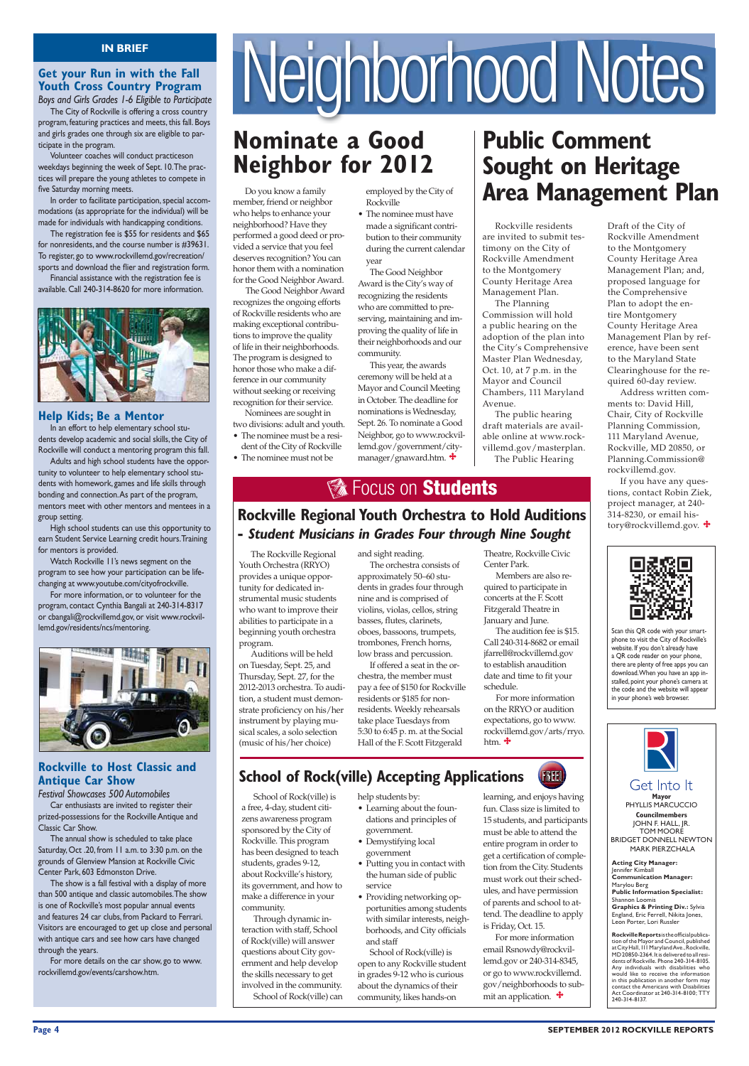# Neighborhood Notes

## IN BRIEF

### Get your Run in with the Fall Youth Cross Country Program

*Boys and Girls Grades 1-6 Eligible to Participate*

The City of Rockville is offering a cross country program, featuring practices and meets, this fall. Boys and girls grades one through six are eligible to participate in the program.

Volunteer coaches will conduct practiceson weekdays beginning the week of Sept. 10. The practices will prepare the young athletes to compete in five Saturday morning meets.

In order to facilitate participation, special accommodations (as appropriate for the individual) will be made for individuals with handicapping conditions.

The registration fee is $55 for residents and $65 for nonresidents, and the course number is #39631. To register, go to www.rockvillemd.gov/recreation/sports and download the flier and registration form.

Financial assistance with the registration fee is available. Call 240-314-8620 for more information.

### Help Kids; Be a Mentor

In an effort to help elementary school students develop academic and social skills, the City of Rockville will conduct a mentoring program this fall.

Adults and high school students have the opportunity to volunteer to help elementary school students with homework, games and life skills through bonding and connection. As part of the program, mentors meet with other mentors and mentees in a group setting.

High school students can use this opportunity to earn Student Service Learning credit hours. Training for mentors is provided.

Watch Rockville 11's news segment on the program to see how your participation can be life-changing at www.youtube.com/cityofrockville.

For more information, or to volunteer for the program, contact Cynthia Bangali at 240-314-8317 or cbangali@rockvillemd.gov, or visit www.rockvillemd.gov/residents/ncs/mentoring.

### Rockville to Host Classic and Antique Car Show

*Festival Showcases 500 Automobiles*

Car enthusiasts are invited to register their prized-possessions for the Rockville Antique and Classic Car Show.

The annual show is scheduled to take place Saturday, Oct .20, from 11 a.m. to 3:30 p.m. on the grounds of Glenview Mansion at Rockville Civic Center Park, 603 Edmonston Drive.

The show is a fall festival with a display of more than 500 antique and classic automobiles. The show is one of Rockville's most popular annual events and features 24 car clubs, from Packard to Ferrari. Visitors are encouraged to get up close and personal with antique cars and see how cars have changed through the years.

For more details on the car show, go to www.rockvillemd.gov/events/carshow.htm.

## Nominate a Good Neighbor for 2012

Do you know a family member, friend or neighbor who helps to enhance your neighborhood? Have they performed a good deed or provided a service that you feel deserves recognition? You can honor them with a nomination for the Good Neighbor Award.

The Good Neighbor Award recognizes the ongoing efforts of Rockville residents who are making exceptional contributions to improve the quality of life in their neighborhoods. The program is designed to honor those who make a difference in our community without seeking or receiving recognition for their service.

Nominees are sought in two divisions: adult and youth.

- The nominee must be a resident of the City of Rockville
- The nominee must not be employed by the City of Rockville
- The nominee must have made a significant contribution to their community during the current calendar year

The Good Neighbor Award is the City's way of recognizing the residents who are committed to preserving, maintaining and improving the quality of life in their neighborhoods and our community.

This year, the awards ceremony will be held at a Mayor and Council Meeting in October. The deadline for nominations is Wednesday, Sept. 26. To nominate a Good Neighbor, go to www.rockvillemd.gov/government/citymanager/gnaward.htm.

## Public Comment Sought on Heritage Area Management Plan

Rockville residents are invited to submit testimony on the City of Rockville Amendment to the Montgomery County Heritage Area Management Plan.

The Planning Commission will hold a public hearing on the adoption of the plan into the City's Comprehensive Master Plan Wednesday, Oct. 10, at 7 p.m. in the Mayor and Council Chambers, 111 Maryland Avenue.

The public hearing draft materials are available online at www.rockvillemd.gov/masterplan.

The Public Hearing Draft of the City of Rockville Amendment to the Montgomery County Heritage Area Management Plan; and, proposed language for the Comprehensive Plan to adopt the entire Montgomery County Heritage Area Management Plan by reference, have been sent to the Maryland State Clearinghouse for the required 60-day review.

Address written comments to: David Hill, Chair, City of Rockville Planning Commission, 111 Maryland Avenue, Rockville, MD 20850, or Planning.Commission@rockvillemd.gov.

If you have any questions, contact Robin Ziek, project manager, at 240-314-8230, or email history@rockvillemd.gov.

Scan this QR code with your smartphone to visit the City of Rockville's website. If you don't already have a QR code reader on your phone, there are plenty of free apps you can download. When you have an app installed, point your phone's camera at the code and the website will appear in your phone's web browser.

## Focus on Students

### Rockville Regional Youth Orchestra to Hold Auditions - *Student Musicians in Grades Four through Nine Sought*

The Rockville Regional Youth Orchestra (RRYO) provides a unique opportunity for dedicated instrumental music students who want to improve their abilities to participate in a beginning youth orchestra program.

Auditions will be held on Tuesday, Sept. 25, and Thursday, Sept. 27, for the 2012-2013 orchestra. To audition, a student must demonstrate proficiency on his/her instrument by playing musical scales, a solo selection (music of his/her choice) and sight reading.

The orchestra consists of approximately 50–60 students in grades four through nine and is comprised of violins, violas, cellos, string basses, flutes, clarinets, oboes, bassoons, trumpets, trombones, French horns, low brass and percussion.

If offered a seat in the orchestra, the member must pay a fee of $150 for Rockville residents or $185 for nonresidents. Weekly rehearsals take place Tuesdays from 5:30 to 6:45 p. m. at the Social Hall of the F. Scott Fitzgerald Theatre, Rockville Civic Center Park.

Members are also required to participate in concerts at the F. Scott Fitzgerald Theatre in January and June.

The audition fee is $15. Call 240-314-8682 or email jfarrell@rockvillemd.gov to establish anaudition date and time to fit your schedule.

For more information on the RRYO or audition expectations, go to www.rockvillemd.gov/arts/rryo.htm.

### School of Rock(ville) Accepting Applications

FREE!

School of Rock(ville) is a free, 4-day, student citizens awareness program sponsored by the City of Rockville. This program has been designed to teach students, grades 9-12, about Rockville's history, its government, and how to make a difference in your community.

Through dynamic interaction with staff, School of Rock(ville) will answer questions about City government and help develop the skills necessary to get involved in the community.

School of Rock(ville) can help students by:

- Learning about the foundations and principles of government.
- Demystifying local government
- Putting you in contact with the human side of public service
- Providing networking opportunities among students with similar interests, neighborhoods, and City officials and staff

School of Rock(ville) is open to any Rockville student in grades 9-12 who is curious about the dynamics of their community, likes hands-on learning, and enjoys having fun. Class size is limited to 15 students, and participants must be able to attend the entire program in order to get a certification of completion from the City. Students must work out their schedules, and have permission of parents and school to attend. The deadline to apply is Friday, Oct. 15.

For more information email Rsnowdy@rockvillemd.gov or 240-314-8345, or go to www.rockvillemd.gov/neighborhoods to submit an application.

---

Get Into It

**Mayor**
PHYLLIS MARCUCCIO

**Councilmembers**
JOHN F. HALL, JR.
TOM MOORE
BRIDGET DONNELL NEWTON
MARK PIERZCHALA

**Acting City Manager:** Jennifer Kimball
**Communication Manager:** Marylou Berg
**Public Information Specialist:** Shannon Loomis
**Graphics & Printing Div.:** Sylvia England, Eric Ferrell, Nikita Jones, Leon Porter, Lori Russler

**Rockville Reports** is the official publication of the Mayor and Council, published at City Hall, 111 Maryland Ave., Rockville, MD 20850-2364. It is delivered to all residents of Rockville. Phone 240-314-8105. Any individuals with disabilities who would like to receive the information in this publication in another form may contact the Americans with Disabilities Act Coordinator at 240-314-8100; TTY 240-314-8137.